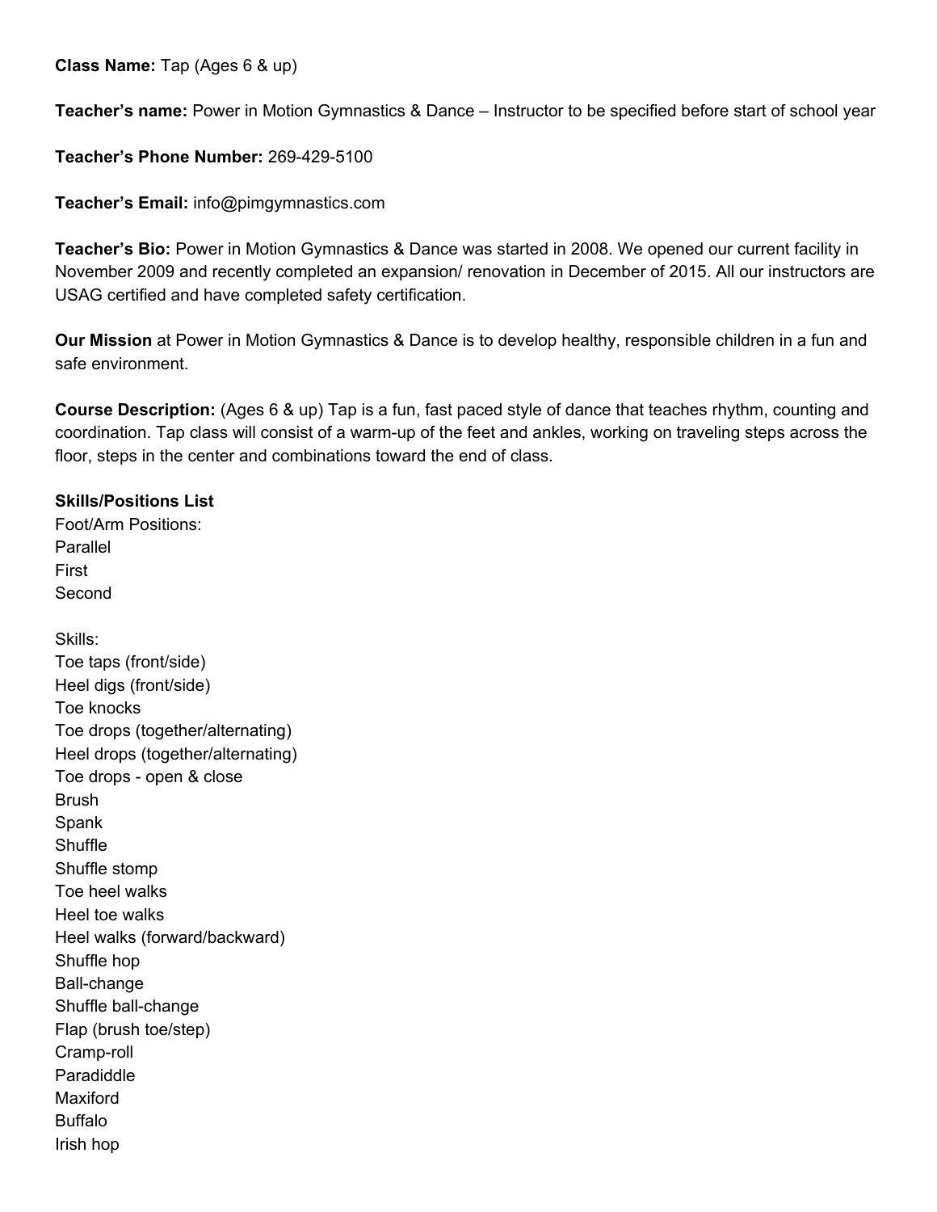**Class Name:** Tap (Ages 6 & up)

**Teacher's name:** Power in Motion Gymnastics & Dance – Instructor to be specified before start of school year

**Teacher's Phone Number:** 269-429-5100

**Teacher's Email:** info@pimgymnastics.com

**Teacher's Bio:** Power in Motion Gymnastics & Dance was started in 2008. We opened our current facility in November 2009 and recently completed an expansion/ renovation in December of 2015. All our instructors are USAG certified and have completed safety certification.

**Our Mission** at Power in Motion Gymnastics & Dance is to develop healthy, responsible children in a fun and safe environment.

**Course Description:** (Ages 6 & up) Tap is a fun, fast paced style of dance that teaches rhythm, counting and coordination. Tap class will consist of a warm-up of the feet and ankles, working on traveling steps across the floor, steps in the center and combinations toward the end of class.

**Skills/Positions List**

Foot/Arm Positions:
Parallel
First
Second

Skills:
Toe taps (front/side)
Heel digs (front/side)
Toe knocks
Toe drops (together/alternating)
Heel drops (together/alternating)
Toe drops - open & close
Brush
Spank
Shuffle
Shuffle stomp
Toe heel walks
Heel toe walks
Heel walks (forward/backward)
Shuffle hop
Ball-change
Shuffle ball-change
Flap (brush toe/step)
Cramp-roll
Paradiddle
Maxiford
Buffalo
Irish hop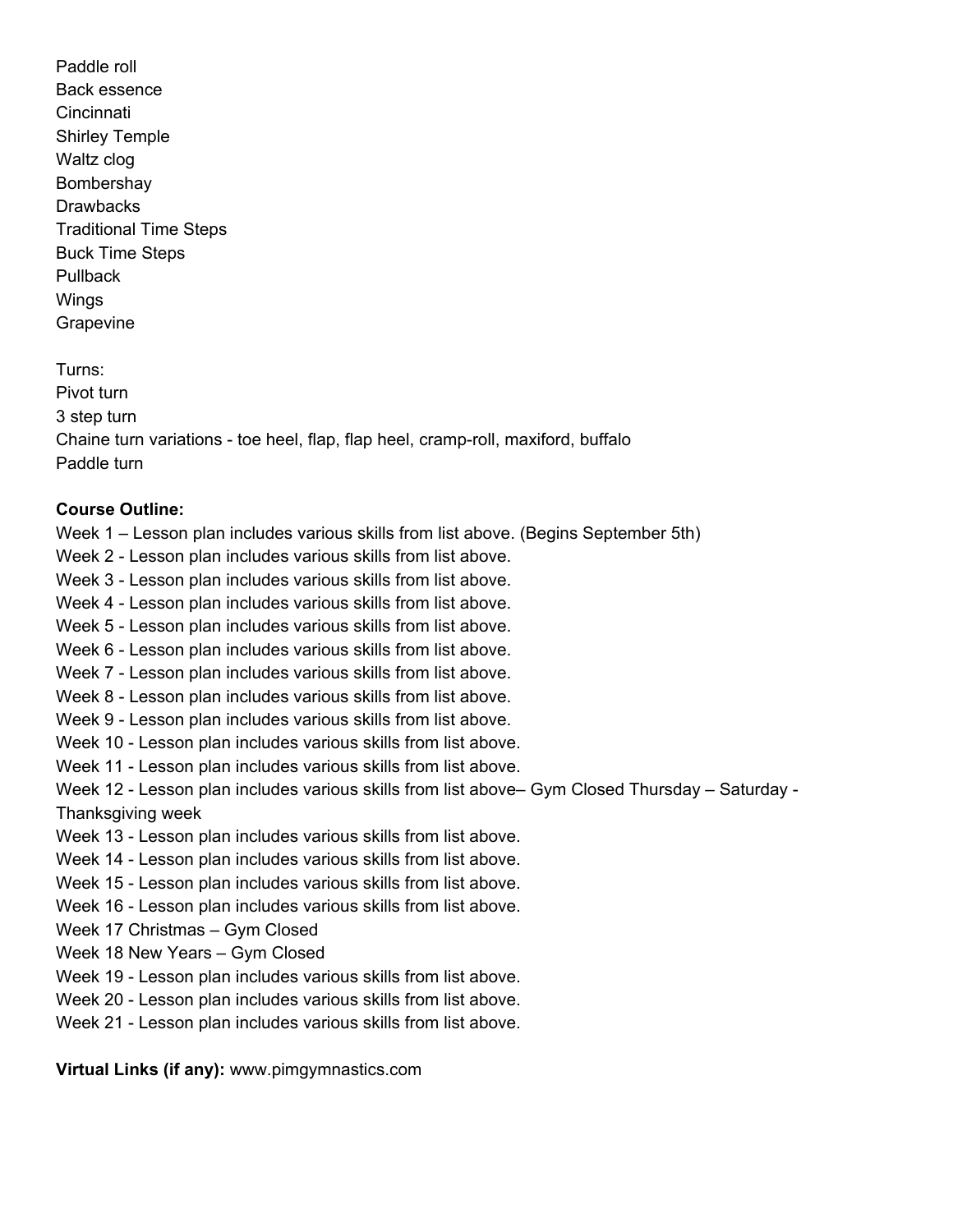Paddle roll
Back essence
Cincinnati
Shirley Temple
Waltz clog
Bombershay
Drawbacks
Traditional Time Steps
Buck Time Steps
Pullback
Wings
Grapevine

Turns:
Pivot turn
3 step turn
Chaine turn variations - toe heel, flap, flap heel, cramp-roll, maxiford, buffalo
Paddle turn

**Course Outline:**
Week 1 – Lesson plan includes various skills from list above. (Begins September 5th)
Week 2 - Lesson plan includes various skills from list above.
Week 3 - Lesson plan includes various skills from list above.
Week 4 - Lesson plan includes various skills from list above.
Week 5 - Lesson plan includes various skills from list above.
Week 6 - Lesson plan includes various skills from list above.
Week 7 - Lesson plan includes various skills from list above.
Week 8 - Lesson plan includes various skills from list above.
Week 9 - Lesson plan includes various skills from list above.
Week 10 - Lesson plan includes various skills from list above.
Week 11 - Lesson plan includes various skills from list above.
Week 12 - Lesson plan includes various skills from list above– Gym Closed Thursday – Saturday - Thanksgiving week
Week 13 - Lesson plan includes various skills from list above.
Week 14 - Lesson plan includes various skills from list above.
Week 15 - Lesson plan includes various skills from list above.
Week 16 - Lesson plan includes various skills from list above.
Week 17 Christmas – Gym Closed
Week 18 New Years – Gym Closed
Week 19 - Lesson plan includes various skills from list above.
Week 20 - Lesson plan includes various skills from list above.
Week 21 - Lesson plan includes various skills from list above.

**Virtual Links (if any):** www.pimgymnastics.com